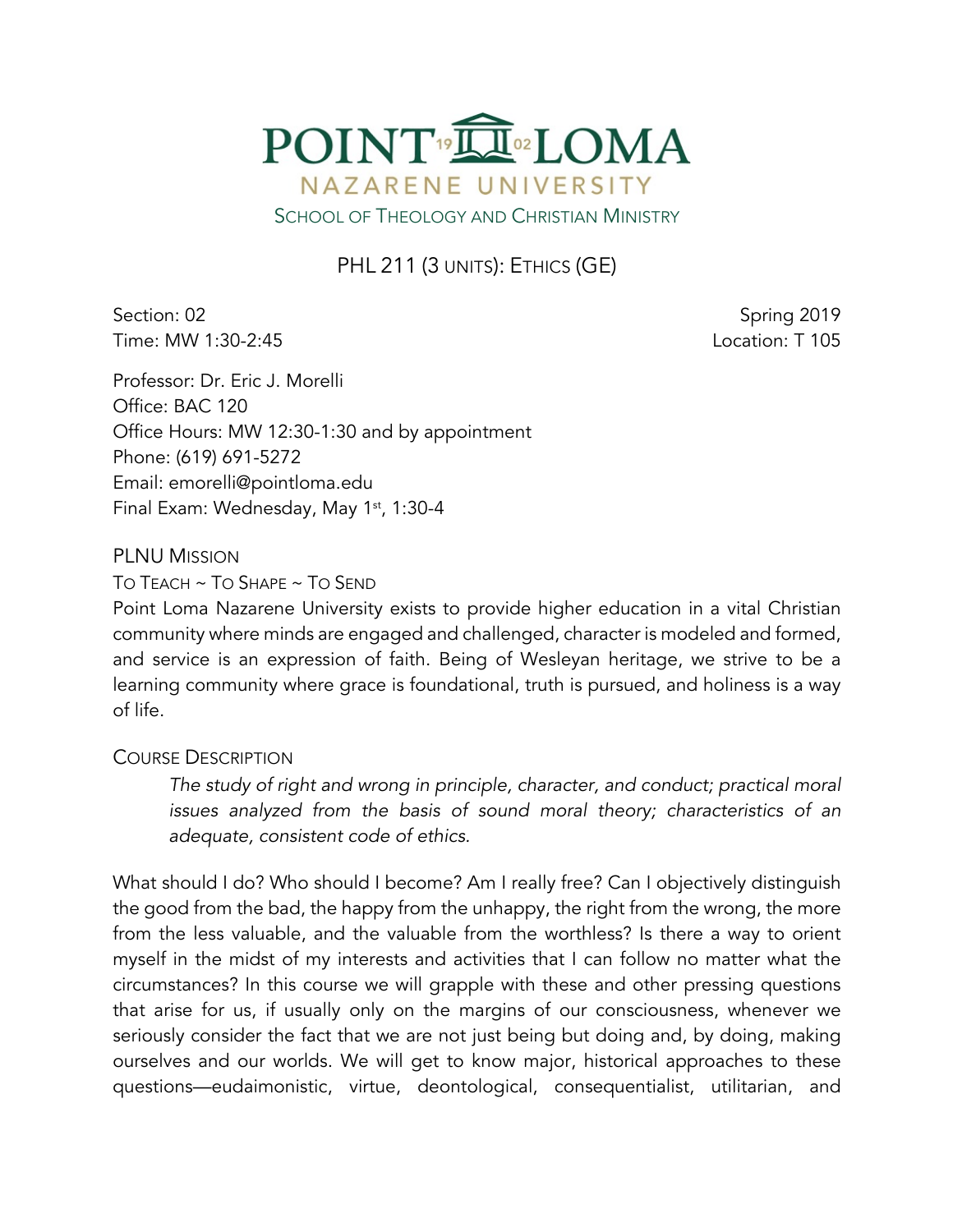# POINT LOMA NAZARENE UNIVERSITY

SCHOOL OF THEOLOGY AND CHRISTIAN MINISTRY

## PHL 211 (3 UNITS): ETHICS (GE)

Section: 02
Time: MW 1:30-2:45

Spring 2019
Location: T 105

Professor: Dr. Eric J. Morelli
Office: BAC 120
Office Hours: MW 12:30-1:30 and by appointment
Phone: (619) 691-5272
Email: emorelli@pointloma.edu
Final Exam: Wednesday, May 1st, 1:30-4

### PLNU MISSION

TO TEACH ~ TO SHAPE ~ TO SEND

Point Loma Nazarene University exists to provide higher education in a vital Christian community where minds are engaged and challenged, character is modeled and formed, and service is an expression of faith. Being of Wesleyan heritage, we strive to be a learning community where grace is foundational, truth is pursued, and holiness is a way of life.

### COURSE DESCRIPTION

> *The study of right and wrong in principle, character, and conduct; practical moral issues analyzed from the basis of sound moral theory; characteristics of an adequate, consistent code of ethics.*

What should I do? Who should I become? Am I really free? Can I objectively distinguish the good from the bad, the happy from the unhappy, the right from the wrong, the more from the less valuable, and the valuable from the worthless? Is there a way to orient myself in the midst of my interests and activities that I can follow no matter what the circumstances? In this course we will grapple with these and other pressing questions that arise for us, if usually only on the margins of our consciousness, whenever we seriously consider the fact that we are not just being but doing and, by doing, making ourselves and our worlds. We will get to know major, historical approaches to these questions—eudaimonistic, virtue, deontological, consequentialist, utilitarian, and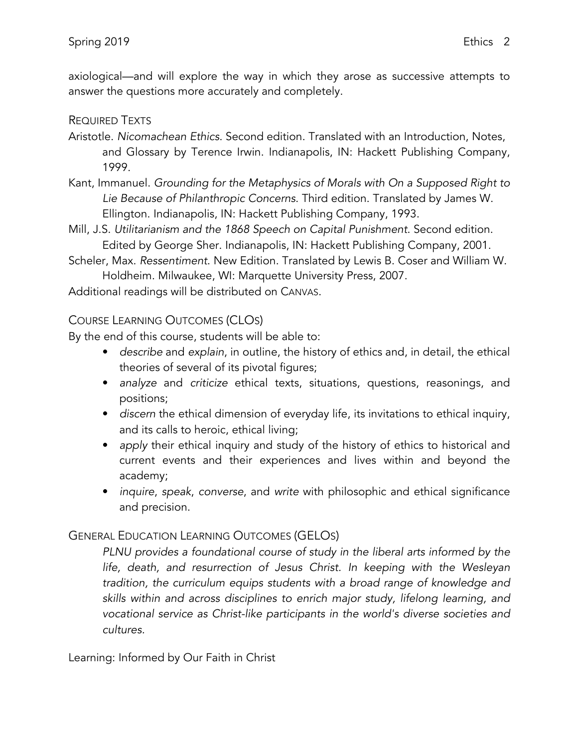axiological—and will explore the way in which they arose as successive attempts to answer the questions more accurately and completely.

## Required Texts

Aristotle. *Nicomachean Ethics*. Second edition. Translated with an Introduction, Notes, and Glossary by Terence Irwin. Indianapolis, IN: Hackett Publishing Company, 1999.

Kant, Immanuel. *Grounding for the Metaphysics of Morals with On a Supposed Right to Lie Because of Philanthropic Concerns*. Third edition. Translated by James W. Ellington. Indianapolis, IN: Hackett Publishing Company, 1993.

Mill, J.S. *Utilitarianism and the 1868 Speech on Capital Punishment*. Second edition. Edited by George Sher. Indianapolis, IN: Hackett Publishing Company, 2001.

Scheler, Max. *Ressentiment*. New Edition. Translated by Lewis B. Coser and William W. Holdheim. Milwaukee, WI: Marquette University Press, 2007.

Additional readings will be distributed on Canvas.

## Course Learning Outcomes (CLOs)

By the end of this course, students will be able to:

- *describe* and *explain*, in outline, the history of ethics and, in detail, the ethical theories of several of its pivotal figures;
- *analyze* and *criticize* ethical texts, situations, questions, reasonings, and positions;
- *discern* the ethical dimension of everyday life, its invitations to ethical inquiry, and its calls to heroic, ethical living;
- *apply* their ethical inquiry and study of the history of ethics to historical and current events and their experiences and lives within and beyond the academy;
- *inquire*, *speak*, *converse*, and *write* with philosophic and ethical significance and precision.

## General Education Learning Outcomes (GELOs)

*PLNU provides a foundational course of study in the liberal arts informed by the life, death, and resurrection of Jesus Christ. In keeping with the Wesleyan tradition, the curriculum equips students with a broad range of knowledge and skills within and across disciplines to enrich major study, lifelong learning, and vocational service as Christ-like participants in the world's diverse societies and cultures.*

Learning: Informed by Our Faith in Christ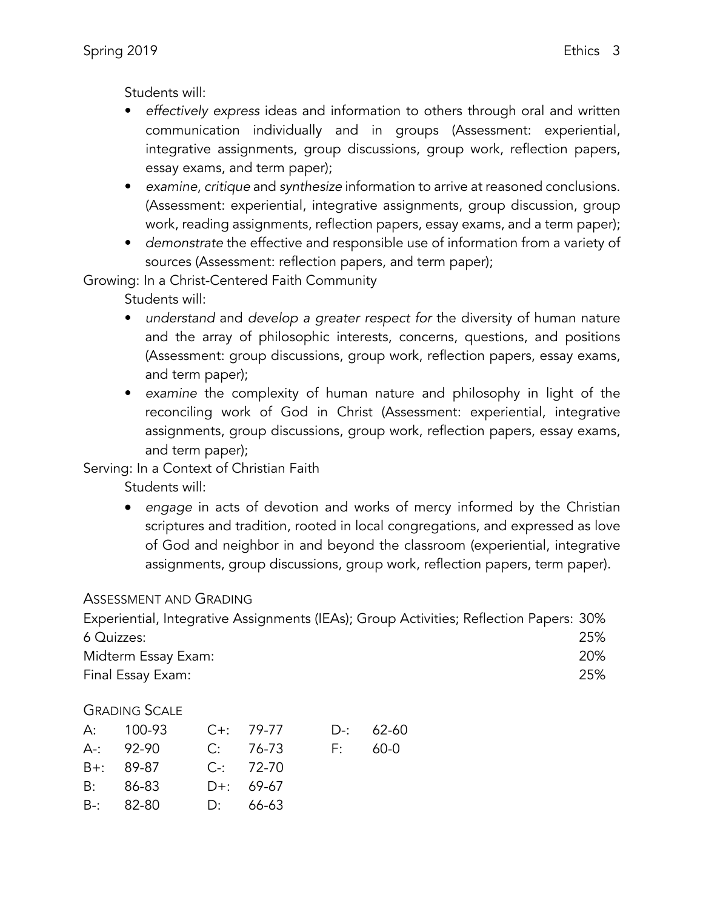Students will:

- *effectively express* ideas and information to others through oral and written communication individually and in groups (Assessment: experiential, integrative assignments, group discussions, group work, reflection papers, essay exams, and term paper);
- *examine*, *critique* and *synthesize* information to arrive at reasoned conclusions. (Assessment: experiential, integrative assignments, group discussion, group work, reading assignments, reflection papers, essay exams, and a term paper);
- *demonstrate* the effective and responsible use of information from a variety of sources (Assessment: reflection papers, and term paper);

Growing: In a Christ-Centered Faith Community

Students will:

- *understand* and *develop a greater respect for* the diversity of human nature and the array of philosophic interests, concerns, questions, and positions (Assessment: group discussions, group work, reflection papers, essay exams, and term paper);
- *examine* the complexity of human nature and philosophy in light of the reconciling work of God in Christ (Assessment: experiential, integrative assignments, group discussions, group work, reflection papers, essay exams, and term paper);

Serving: In a Context of Christian Faith

Students will:

- *engage* in acts of devotion and works of mercy informed by the Christian scriptures and tradition, rooted in local congregations, and expressed as love of God and neighbor in and beyond the classroom (experiential, integrative assignments, group discussions, group work, reflection papers, term paper).

## Assessment and Grading

| | |
|---|---|
| Experiential, Integrative Assignments (IEAs); Group Activities; Reflection Papers: | 30% |
| 6 Quizzes: | 25% |
| Midterm Essay Exam: | 20% |
| Final Essay Exam: | 25% |

## Grading Scale

| | | | | | |
|---|---|---|---|---|---|
| A: | 100-93 | C+: | 79-77 | D-: | 62-60 |
| A-: | 92-90 | C: | 76-73 | F: | 60-0 |
| B+: | 89-87 | C-: | 72-70 | | |
| B: | 86-83 | D+: | 69-67 | | |
| B-: | 82-80 | D: | 66-63 | | |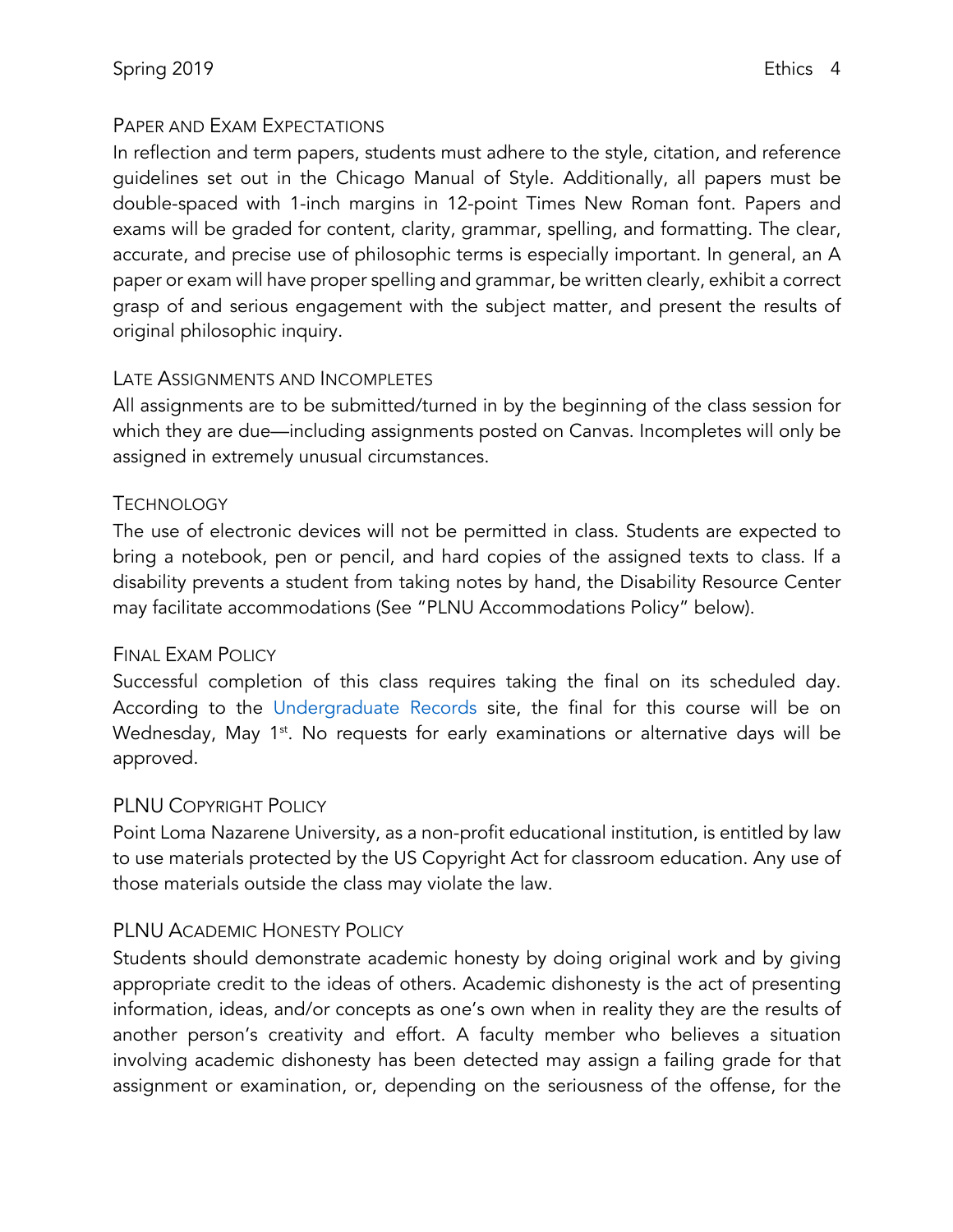### Paper and Exam Expectations

In reflection and term papers, students must adhere to the style, citation, and reference guidelines set out in the Chicago Manual of Style. Additionally, all papers must be double-spaced with 1-inch margins in 12-point Times New Roman font. Papers and exams will be graded for content, clarity, grammar, spelling, and formatting. The clear, accurate, and precise use of philosophic terms is especially important. In general, an A paper or exam will have proper spelling and grammar, be written clearly, exhibit a correct grasp of and serious engagement with the subject matter, and present the results of original philosophic inquiry.

### Late Assignments and Incompletes

All assignments are to be submitted/turned in by the beginning of the class session for which they are due—including assignments posted on Canvas. Incompletes will only be assigned in extremely unusual circumstances.

### Technology

The use of electronic devices will not be permitted in class. Students are expected to bring a notebook, pen or pencil, and hard copies of the assigned texts to class. If a disability prevents a student from taking notes by hand, the Disability Resource Center may facilitate accommodations (See "PLNU Accommodations Policy" below).

### Final Exam Policy

Successful completion of this class requires taking the final on its scheduled day. According to the Undergraduate Records site, the final for this course will be on Wednesday, May 1st. No requests for early examinations or alternative days will be approved.

### PLNU Copyright Policy

Point Loma Nazarene University, as a non-profit educational institution, is entitled by law to use materials protected by the US Copyright Act for classroom education. Any use of those materials outside the class may violate the law.

### PLNU Academic Honesty Policy

Students should demonstrate academic honesty by doing original work and by giving appropriate credit to the ideas of others. Academic dishonesty is the act of presenting information, ideas, and/or concepts as one's own when in reality they are the results of another person's creativity and effort. A faculty member who believes a situation involving academic dishonesty has been detected may assign a failing grade for that assignment or examination, or, depending on the seriousness of the offense, for the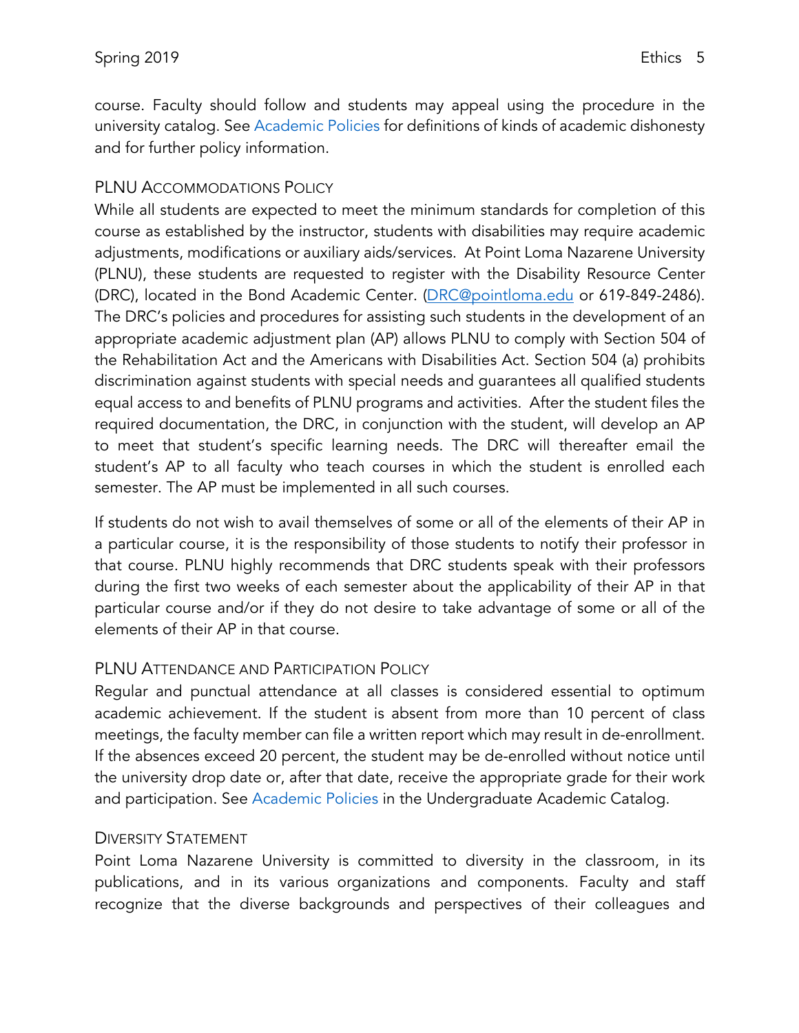course. Faculty should follow and students may appeal using the procedure in the university catalog. See Academic Policies for definitions of kinds of academic dishonesty and for further policy information.

### PLNU Accommodations Policy

While all students are expected to meet the minimum standards for completion of this course as established by the instructor, students with disabilities may require academic adjustments, modifications or auxiliary aids/services. At Point Loma Nazarene University (PLNU), these students are requested to register with the Disability Resource Center (DRC), located in the Bond Academic Center. (DRC@pointloma.edu or 619-849-2486). The DRC's policies and procedures for assisting such students in the development of an appropriate academic adjustment plan (AP) allows PLNU to comply with Section 504 of the Rehabilitation Act and the Americans with Disabilities Act. Section 504 (a) prohibits discrimination against students with special needs and guarantees all qualified students equal access to and benefits of PLNU programs and activities. After the student files the required documentation, the DRC, in conjunction with the student, will develop an AP to meet that student's specific learning needs. The DRC will thereafter email the student's AP to all faculty who teach courses in which the student is enrolled each semester. The AP must be implemented in all such courses.

If students do not wish to avail themselves of some or all of the elements of their AP in a particular course, it is the responsibility of those students to notify their professor in that course. PLNU highly recommends that DRC students speak with their professors during the first two weeks of each semester about the applicability of their AP in that particular course and/or if they do not desire to take advantage of some or all of the elements of their AP in that course.

### PLNU Attendance and Participation Policy

Regular and punctual attendance at all classes is considered essential to optimum academic achievement. If the student is absent from more than 10 percent of class meetings, the faculty member can file a written report which may result in de-enrollment. If the absences exceed 20 percent, the student may be de-enrolled without notice until the university drop date or, after that date, receive the appropriate grade for their work and participation. See Academic Policies in the Undergraduate Academic Catalog.

### Diversity Statement

Point Loma Nazarene University is committed to diversity in the classroom, in its publications, and in its various organizations and components. Faculty and staff recognize that the diverse backgrounds and perspectives of their colleagues and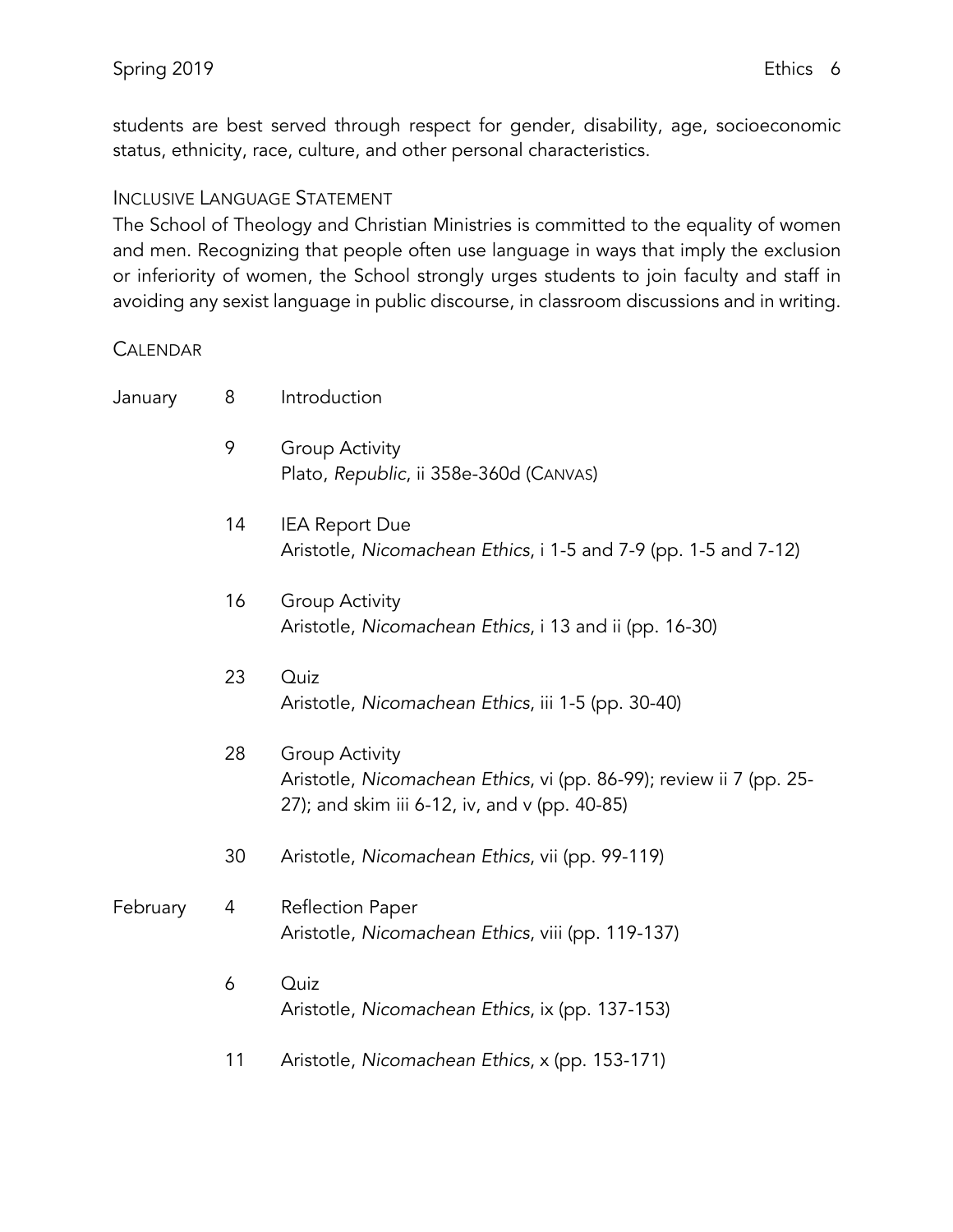students are best served through respect for gender, disability, age, socioeconomic status, ethnicity, race, culture, and other personal characteristics.

### Inclusive Language Statement

The School of Theology and Christian Ministries is committed to the equality of women and men. Recognizing that people often use language in ways that imply the exclusion or inferiority of women, the School strongly urges students to join faculty and staff in avoiding any sexist language in public discourse, in classroom discussions and in writing.

### Calendar

| | | |
|---|---|---|
| January | 8 | Introduction |
| | 9 | Group Activity<br>Plato, *Republic*, ii 358e-360d (Canvas) |
| | 14 | IEA Report Due<br>Aristotle, *Nicomachean Ethics*, i 1-5 and 7-9 (pp. 1-5 and 7-12) |
| | 16 | Group Activity<br>Aristotle, *Nicomachean Ethics*, i 13 and ii (pp. 16-30) |
| | 23 | Quiz<br>Aristotle, *Nicomachean Ethics*, iii 1-5 (pp. 30-40) |
| | 28 | Group Activity<br>Aristotle, *Nicomachean Ethics*, vi (pp. 86-99); review ii 7 (pp. 25-27); and skim iii 6-12, iv, and v (pp. 40-85) |
| | 30 | Aristotle, *Nicomachean Ethics*, vii (pp. 99-119) |
| February | 4 | Reflection Paper<br>Aristotle, *Nicomachean Ethics*, viii (pp. 119-137) |
| | 6 | Quiz<br>Aristotle, *Nicomachean Ethics*, ix (pp. 137-153) |
| | 11 | Aristotle, *Nicomachean Ethics*, x (pp. 153-171) |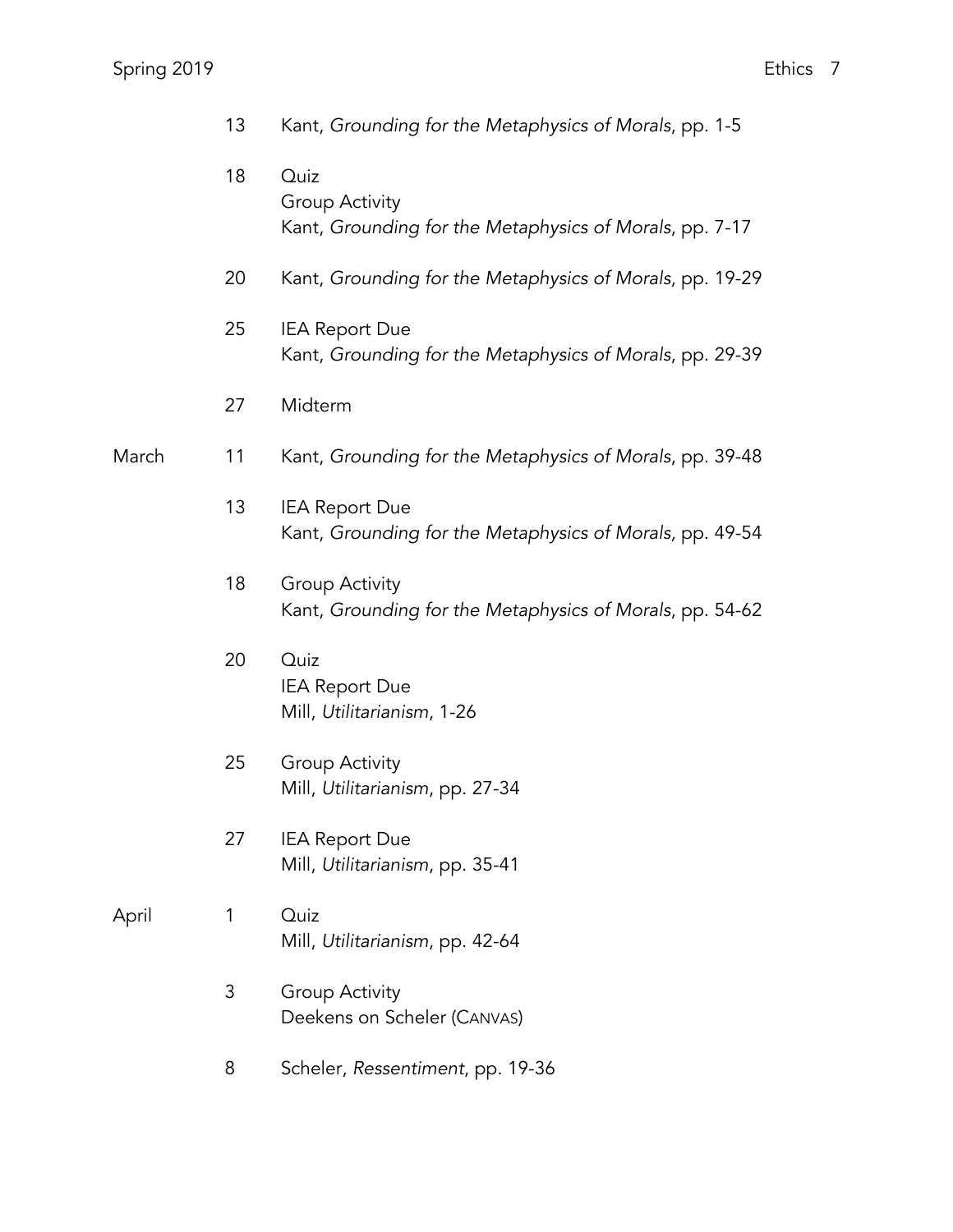| | | |
|---|---|---|
| | 13 | Kant, *Grounding for the Metaphysics of Morals*, pp. 1-5 |
| | 18 | Quiz<br>Group Activity<br>Kant, *Grounding for the Metaphysics of Morals*, pp. 7-17 |
| | 20 | Kant, *Grounding for the Metaphysics of Morals*, pp. 19-29 |
| | 25 | IEA Report Due<br>Kant, *Grounding for the Metaphysics of Morals*, pp. 29-39 |
| | 27 | Midterm |
| March | 11 | Kant, *Grounding for the Metaphysics of Morals*, pp. 39-48 |
| | 13 | IEA Report Due<br>Kant, *Grounding for the Metaphysics of Morals*, pp. 49-54 |
| | 18 | Group Activity<br>Kant, *Grounding for the Metaphysics of Morals*, pp. 54-62 |
| | 20 | Quiz<br>IEA Report Due<br>Mill, *Utilitarianism*, 1-26 |
| | 25 | Group Activity<br>Mill, *Utilitarianism*, pp. 27-34 |
| | 27 | IEA Report Due<br>Mill, *Utilitarianism*, pp. 35-41 |
| April | 1 | Quiz<br>Mill, *Utilitarianism*, pp. 42-64 |
| | 3 | Group Activity<br>Deekens on Scheler (CANVAS) |
| | 8 | Scheler, *Ressentiment*, pp. 19-36 |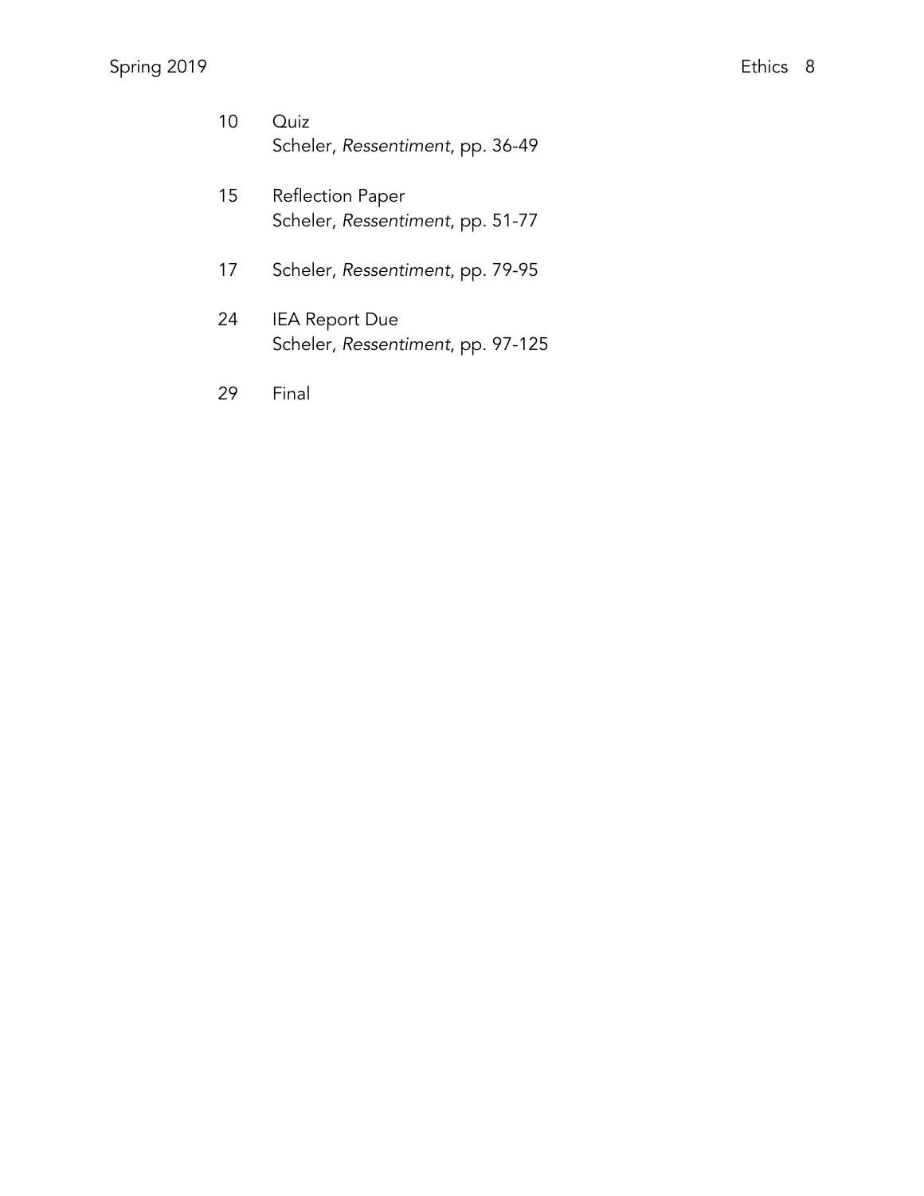| | |
|---|---|
| 10 | Quiz<br>Scheler, *Ressentiment*, pp. 36-49 |
| 15 | Reflection Paper<br>Scheler, *Ressentiment*, pp. 51-77 |
| 17 | Scheler, *Ressentiment*, pp. 79-95 |
| 24 | IEA Report Due<br>Scheler, *Ressentiment*, pp. 97-125 |
| 29 | Final |